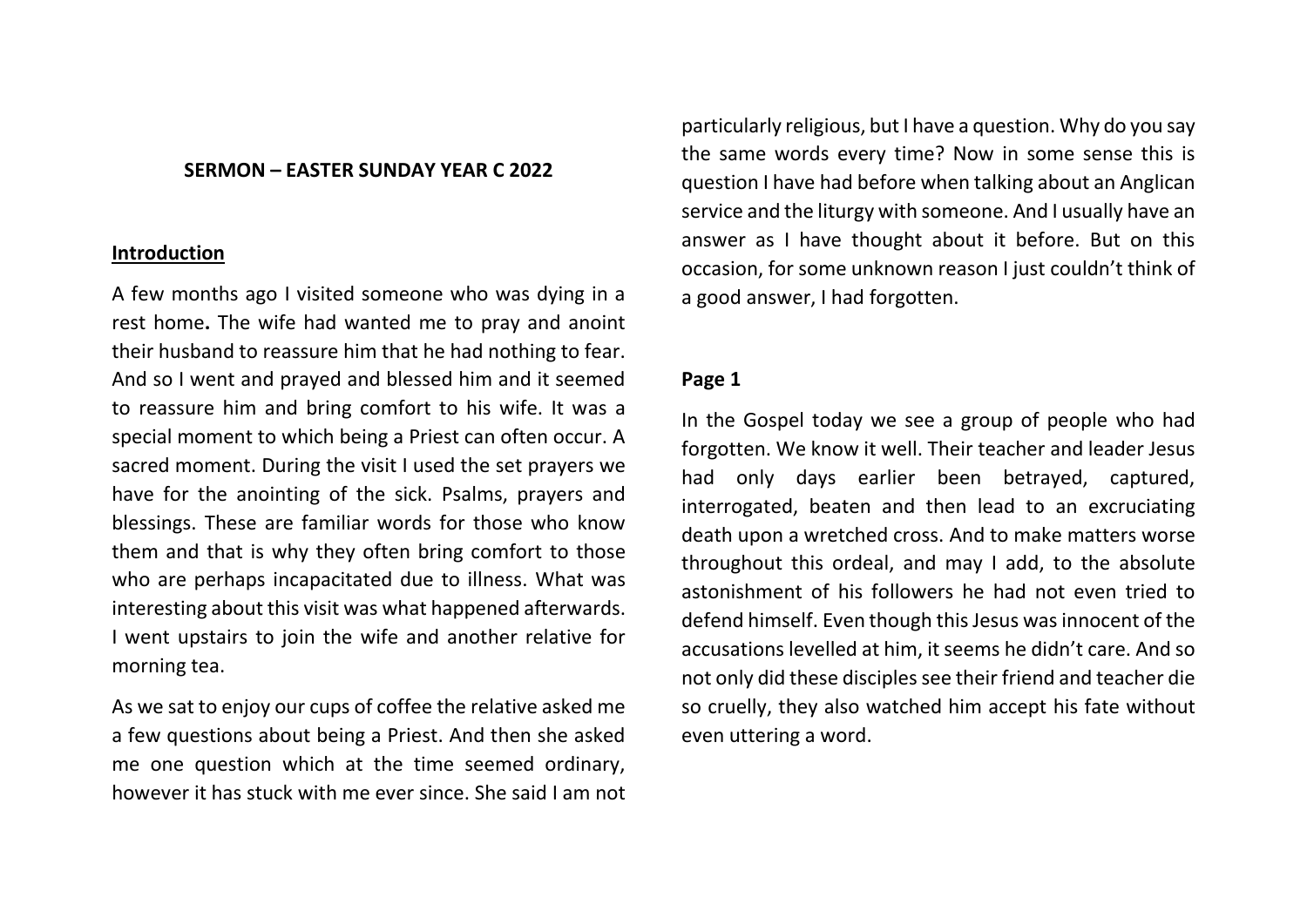**SERMON – EASTER SUNDAY YEAR C 2022**

**Introduction**

A few months ago I visited someone who was dying in a rest home**.** The wife had wanted me to pray and anoint their husband to reassure him that he had nothing to fear. And so I went and prayed and blessed him and it seemed to reassure him and bring comfort to his wife. It was a special moment to which being a Priest can often occur. A sacred moment. During the visit I used the set prayers we have for the anointing of the sick. Psalms, prayers and blessings. These are familiar words for those who know them and that is why they often bring comfort to those who are perhaps incapacitated due to illness. What was interesting about this visit was what happened afterwards. I went upstairs to join the wife and another relative for morning tea.

As we sat to enjoy our cups of coffee the relative asked me a few questions about being a Priest. And then she asked me one question which at the time seemed ordinary, however it has stuck with me ever since. She said I am not particularly religious, but I have a question. Why do you say the same words every time? Now in some sense this is question I have had before when talking about an Anglican service and the liturgy with someone. And I usually have an answer as I have thought about it before. But on this occasion, for some unknown reason I just couldn't think of a good answer, I had forgotten.

**Page 1**

In the Gospel today we see a group of people who had forgotten. We know it well. Their teacher and leader Jesus had only days earlier been betrayed, captured, interrogated, beaten and then lead to an excruciating death upon a wretched cross. And to make matters worse throughout this ordeal, and may I add, to the absolute astonishment of his followers he had not even tried to defend himself. Even though this Jesus was innocent of the accusations levelled at him, it seems he didn't care. And so not only did these disciples see their friend and teacher die so cruelly, they also watched him accept his fate without even uttering a word.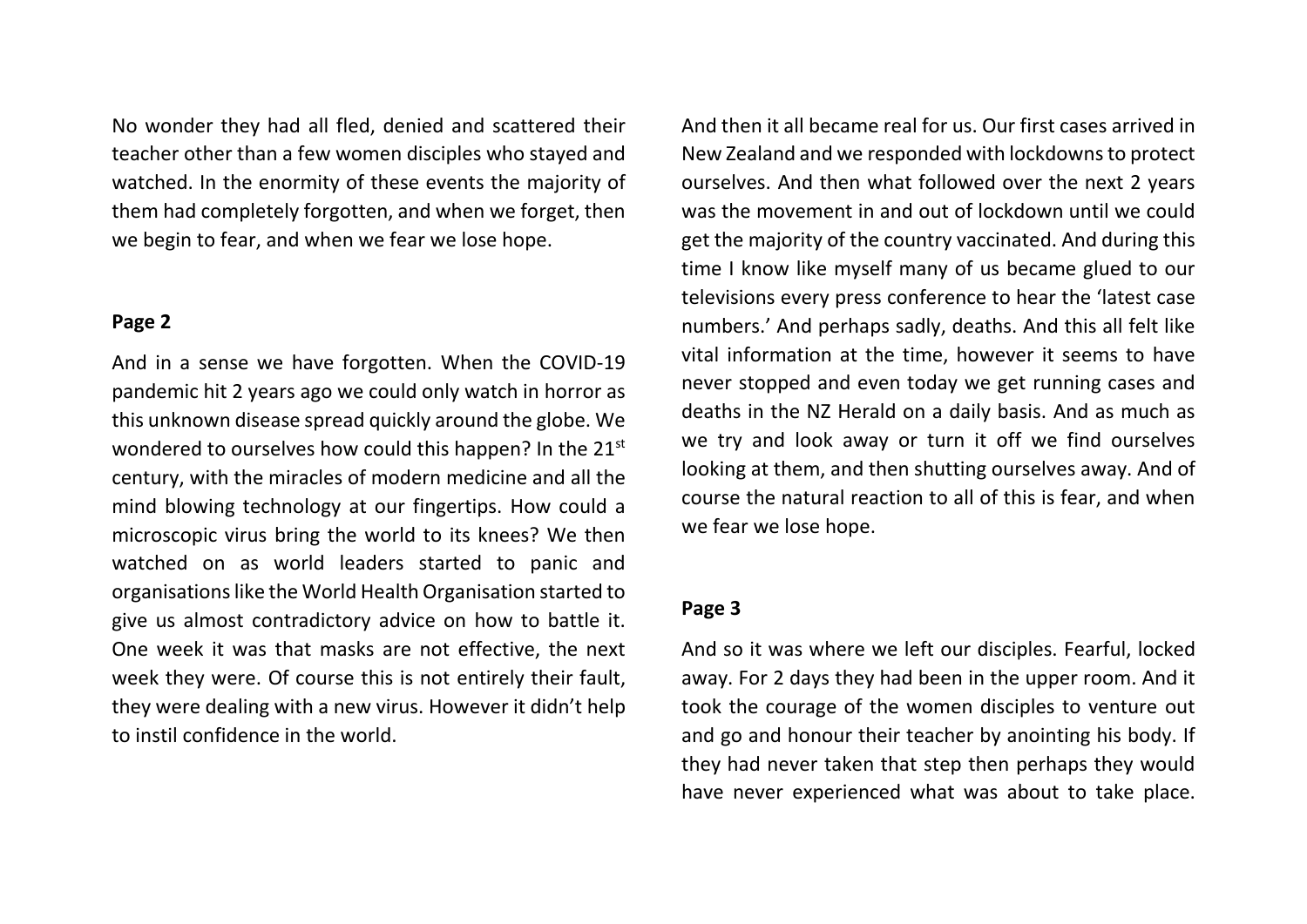No wonder they had all fled, denied and scattered their teacher other than a few women disciples who stayed and watched. In the enormity of these events the majority of them had completely forgotten, and when we forget, then we begin to fear, and when we fear we lose hope.

**Page 2**

And in a sense we have forgotten. When the COVID-19 pandemic hit 2 years ago we could only watch in horror as this unknown disease spread quickly around the globe. We wondered to ourselves how could this happen? In the 21st century, with the miracles of modern medicine and all the mind blowing technology at our fingertips. How could a microscopic virus bring the world to its knees? We then watched on as world leaders started to panic and organisations like the World Health Organisation started to give us almost contradictory advice on how to battle it. One week it was that masks are not effective, the next week they were. Of course this is not entirely their fault, they were dealing with a new virus. However it didn't help to instil confidence in the world.

And then it all became real for us. Our first cases arrived in New Zealand and we responded with lockdowns to protect ourselves. And then what followed over the next 2 years was the movement in and out of lockdown until we could get the majority of the country vaccinated. And during this time I know like myself many of us became glued to our televisions every press conference to hear the 'latest case numbers.' And perhaps sadly, deaths. And this all felt like vital information at the time, however it seems to have never stopped and even today we get running cases and deaths in the NZ Herald on a daily basis. And as much as we try and look away or turn it off we find ourselves looking at them, and then shutting ourselves away. And of course the natural reaction to all of this is fear, and when we fear we lose hope.

**Page 3**

And so it was where we left our disciples. Fearful, locked away. For 2 days they had been in the upper room. And it took the courage of the women disciples to venture out and go and honour their teacher by anointing his body. If they had never taken that step then perhaps they would have never experienced what was about to take place.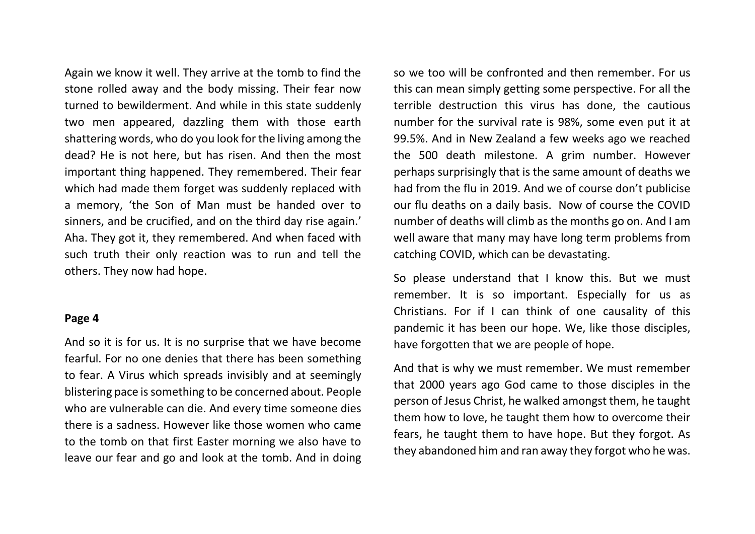Again we know it well. They arrive at the tomb to find the stone rolled away and the body missing. Their fear now turned to bewilderment. And while in this state suddenly two men appeared, dazzling them with those earth shattering words, who do you look for the living among the dead? He is not here, but has risen. And then the most important thing happened. They remembered. Their fear which had made them forget was suddenly replaced with a memory, 'the Son of Man must be handed over to sinners, and be crucified, and on the third day rise again.' Aha. They got it, they remembered. And when faced with such truth their only reaction was to run and tell the others. They now had hope.

**Page 4**

And so it is for us. It is no surprise that we have become fearful. For no one denies that there has been something to fear. A Virus which spreads invisibly and at seemingly blistering pace is something to be concerned about. People who are vulnerable can die. And every time someone dies there is a sadness. However like those women who came to the tomb on that first Easter morning we also have to leave our fear and go and look at the tomb. And in doing so we too will be confronted and then remember. For us this can mean simply getting some perspective. For all the terrible destruction this virus has done, the cautious number for the survival rate is 98%, some even put it at 99.5%. And in New Zealand a few weeks ago we reached the 500 death milestone. A grim number. However perhaps surprisingly that is the same amount of deaths we had from the flu in 2019. And we of course don't publicise our flu deaths on a daily basis. Now of course the COVID number of deaths will climb as the months go on. And I am well aware that many may have long term problems from catching COVID, which can be devastating.

So please understand that I know this. But we must remember. It is so important. Especially for us as Christians. For if I can think of one causality of this pandemic it has been our hope. We, like those disciples, have forgotten that we are people of hope.

And that is why we must remember. We must remember that 2000 years ago God came to those disciples in the person of Jesus Christ, he walked amongst them, he taught them how to love, he taught them how to overcome their fears, he taught them to have hope. But they forgot. As they abandoned him and ran away they forgot who he was.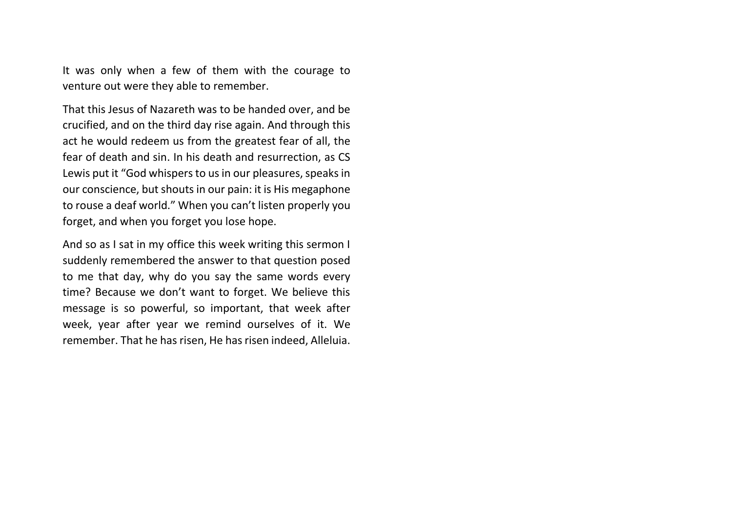It was only when a few of them with the courage to venture out were they able to remember.

That this Jesus of Nazareth was to be handed over, and be crucified, and on the third day rise again. And through this act he would redeem us from the greatest fear of all, the fear of death and sin. In his death and resurrection, as CS Lewis put it "God whispers to us in our pleasures, speaks in our conscience, but shouts in our pain: it is His megaphone to rouse a deaf world." When you can't listen properly you forget, and when you forget you lose hope.

And so as I sat in my office this week writing this sermon I suddenly remembered the answer to that question posed to me that day, why do you say the same words every time? Because we don't want to forget. We believe this message is so powerful, so important, that week after week, year after year we remind ourselves of it. We remember. That he has risen, He has risen indeed, Alleluia.